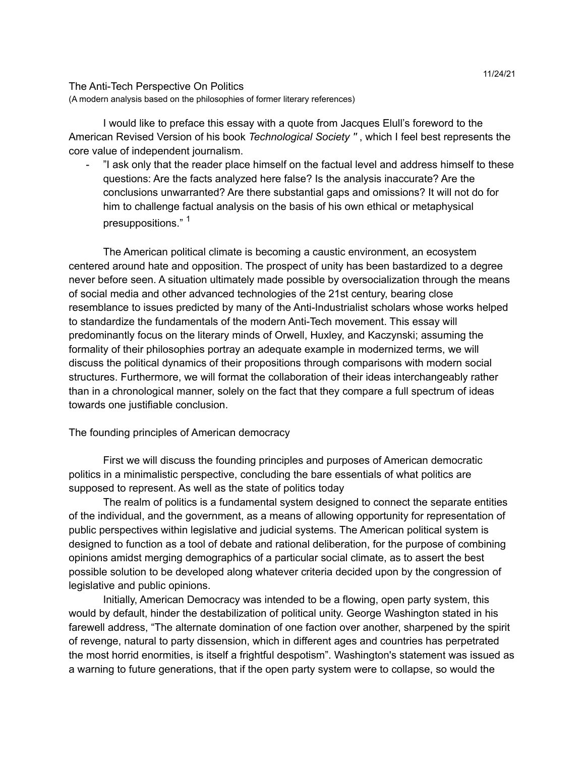11/24/21

The Anti-Tech Perspective On Politics
(A modern analysis based on the philosophies of former literary references)

I would like to preface this essay with a quote from Jacques Elull's foreword to the American Revised Version of his book *Technological Society "* , which I feel best represents the core value of independent journalism.

- "I ask only that the reader place himself on the factual level and address himself to these questions: Are the facts analyzed here false? Is the analysis inaccurate? Are the conclusions unwarranted? Are there substantial gaps and omissions? It will not do for him to challenge factual analysis on the basis of his own ethical or metaphysical presuppositions." [1]

The American political climate is becoming a caustic environment, an ecosystem centered around hate and opposition. The prospect of unity has been bastardized to a degree never before seen. A situation ultimately made possible by oversocialization through the means of social media and other advanced technologies of the 21st century, bearing close resemblance to issues predicted by many of the Anti-Industrialist scholars whose works helped to standardize the fundamentals of the modern Anti-Tech movement. This essay will predominantly focus on the literary minds of Orwell, Huxley, and Kaczynski; assuming the formality of their philosophies portray an adequate example in modernized terms, we will discuss the political dynamics of their propositions through comparisons with modern social structures. Furthermore, we will format the collaboration of their ideas interchangeably rather than in a chronological manner, solely on the fact that they compare a full spectrum of ideas towards one justifiable conclusion.

## The founding principles of American democracy

First we will discuss the founding principles and purposes of American democratic politics in a minimalistic perspective, concluding the bare essentials of what politics are supposed to represent. As well as the state of politics today

The realm of politics is a fundamental system designed to connect the separate entities of the individual, and the government, as a means of allowing opportunity for representation of public perspectives within legislative and judicial systems. The American political system is designed to function as a tool of debate and rational deliberation, for the purpose of combining opinions amidst merging demographics of a particular social climate, as to assert the best possible solution to be developed along whatever criteria decided upon by the congression of legislative and public opinions.

Initially, American Democracy was intended to be a flowing, open party system, this would by default, hinder the destabilization of political unity. George Washington stated in his farewell address, "The alternate domination of one faction over another, sharpened by the spirit of revenge, natural to party dissension, which in different ages and countries has perpetrated the most horrid enormities, is itself a frightful despotism". Washington's statement was issued as a warning to future generations, that if the open party system were to collapse, so would the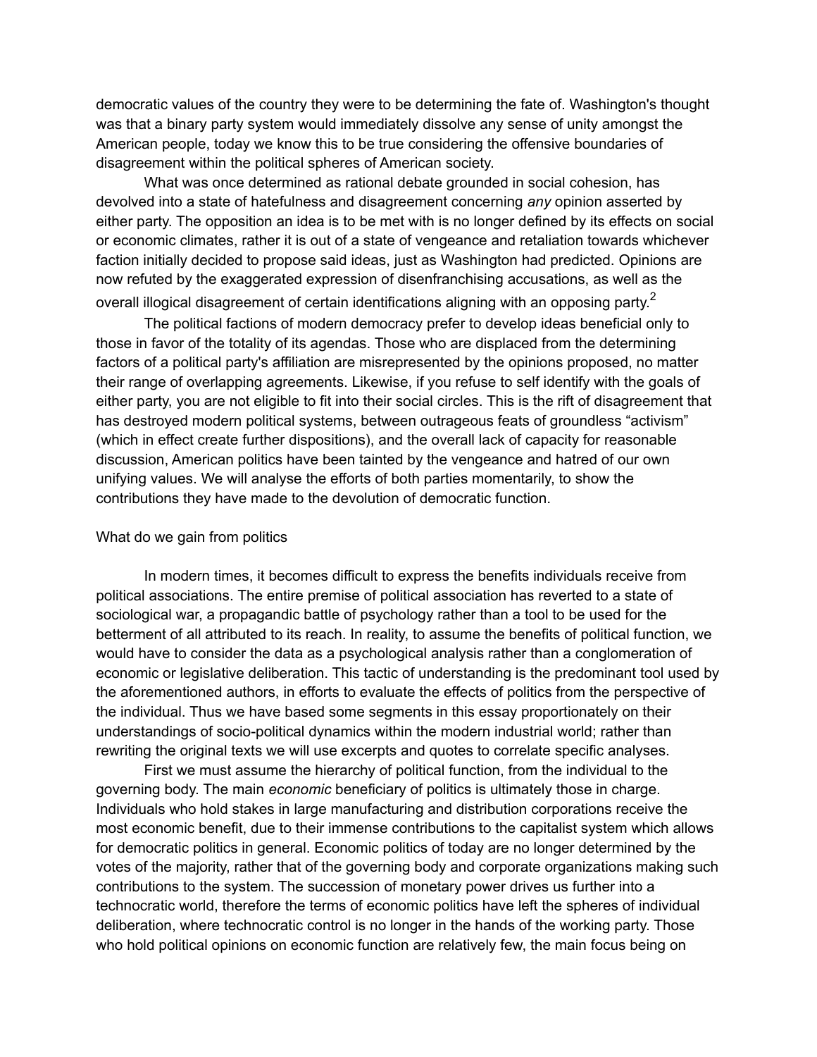democratic values of the country they were to be determining the fate of. Washington's thought was that a binary party system would immediately dissolve any sense of unity amongst the American people, today we know this to be true considering the offensive boundaries of disagreement within the political spheres of American society.

What was once determined as rational debate grounded in social cohesion, has devolved into a state of hatefulness and disagreement concerning *any* opinion asserted by either party. The opposition an idea is to be met with is no longer defined by its effects on social or economic climates, rather it is out of a state of vengeance and retaliation towards whichever faction initially decided to propose said ideas, just as Washington had predicted. Opinions are now refuted by the exaggerated expression of disenfranchising accusations, as well as the overall illogical disagreement of certain identifications aligning with an opposing party.[2]

The political factions of modern democracy prefer to develop ideas beneficial only to those in favor of the totality of its agendas. Those who are displaced from the determining factors of a political party's affiliation are misrepresented by the opinions proposed, no matter their range of overlapping agreements. Likewise, if you refuse to self identify with the goals of either party, you are not eligible to fit into their social circles. This is the rift of disagreement that has destroyed modern political systems, between outrageous feats of groundless “activism” (which in effect create further dispositions), and the overall lack of capacity for reasonable discussion, American politics have been tainted by the vengeance and hatred of our own unifying values. We will analyse the efforts of both parties momentarily, to show the contributions they have made to the devolution of democratic function.

What do we gain from politics

In modern times, it becomes difficult to express the benefits individuals receive from political associations. The entire premise of political association has reverted to a state of sociological war, a propagandic battle of psychology rather than a tool to be used for the betterment of all attributed to its reach. In reality, to assume the benefits of political function, we would have to consider the data as a psychological analysis rather than a conglomeration of economic or legislative deliberation. This tactic of understanding is the predominant tool used by the aforementioned authors, in efforts to evaluate the effects of politics from the perspective of the individual. Thus we have based some segments in this essay proportionately on their understandings of socio-political dynamics within the modern industrial world; rather than rewriting the original texts we will use excerpts and quotes to correlate specific analyses.

First we must assume the hierarchy of political function, from the individual to the governing body. The main *economic* beneficiary of politics is ultimately those in charge. Individuals who hold stakes in large manufacturing and distribution corporations receive the most economic benefit, due to their immense contributions to the capitalist system which allows for democratic politics in general. Economic politics of today are no longer determined by the votes of the majority, rather that of the governing body and corporate organizations making such contributions to the system. The succession of monetary power drives us further into a technocratic world, therefore the terms of economic politics have left the spheres of individual deliberation, where technocratic control is no longer in the hands of the working party. Those who hold political opinions on economic function are relatively few, the main focus being on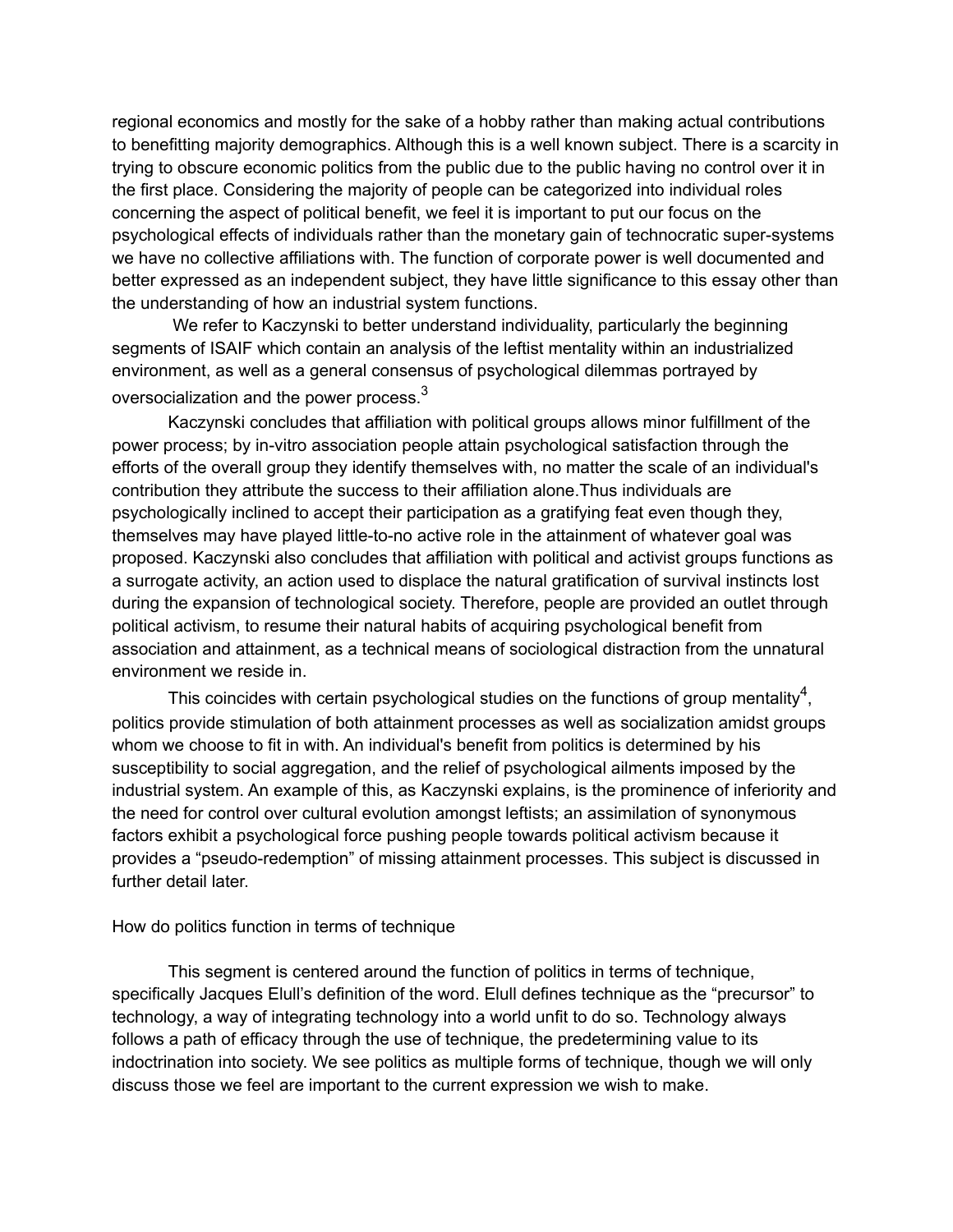regional economics and mostly for the sake of a hobby rather than making actual contributions to benefitting majority demographics. Although this is a well known subject. There is a scarcity in trying to obscure economic politics from the public due to the public having no control over it in the first place. Considering the majority of people can be categorized into individual roles concerning the aspect of political benefit, we feel it is important to put our focus on the psychological effects of individuals rather than the monetary gain of technocratic super-systems we have no collective affiliations with. The function of corporate power is well documented and better expressed as an independent subject, they have little significance to this essay other than the understanding of how an industrial system functions.

We refer to Kaczynski to better understand individuality, particularly the beginning segments of ISAIF which contain an analysis of the leftist mentality within an industrialized environment, as well as a general consensus of psychological dilemmas portrayed by oversocialization and the power process.[3]

Kaczynski concludes that affiliation with political groups allows minor fulfillment of the power process; by in-vitro association people attain psychological satisfaction through the efforts of the overall group they identify themselves with, no matter the scale of an individual's contribution they attribute the success to their affiliation alone.Thus individuals are psychologically inclined to accept their participation as a gratifying feat even though they, themselves may have played little-to-no active role in the attainment of whatever goal was proposed. Kaczynski also concludes that affiliation with political and activist groups functions as a surrogate activity, an action used to displace the natural gratification of survival instincts lost during the expansion of technological society. Therefore, people are provided an outlet through political activism, to resume their natural habits of acquiring psychological benefit from association and attainment, as a technical means of sociological distraction from the unnatural environment we reside in.

This coincides with certain psychological studies on the functions of group mentality[4], politics provide stimulation of both attainment processes as well as socialization amidst groups whom we choose to fit in with. An individual's benefit from politics is determined by his susceptibility to social aggregation, and the relief of psychological ailments imposed by the industrial system. An example of this, as Kaczynski explains, is the prominence of inferiority and the need for control over cultural evolution amongst leftists; an assimilation of synonymous factors exhibit a psychological force pushing people towards political activism because it provides a "pseudo-redemption" of missing attainment processes. This subject is discussed in further detail later.

## How do politics function in terms of technique

This segment is centered around the function of politics in terms of technique, specifically Jacques Elull's definition of the word. Elull defines technique as the "precursor" to technology, a way of integrating technology into a world unfit to do so. Technology always follows a path of efficacy through the use of technique, the predetermining value to its indoctrination into society. We see politics as multiple forms of technique, though we will only discuss those we feel are important to the current expression we wish to make.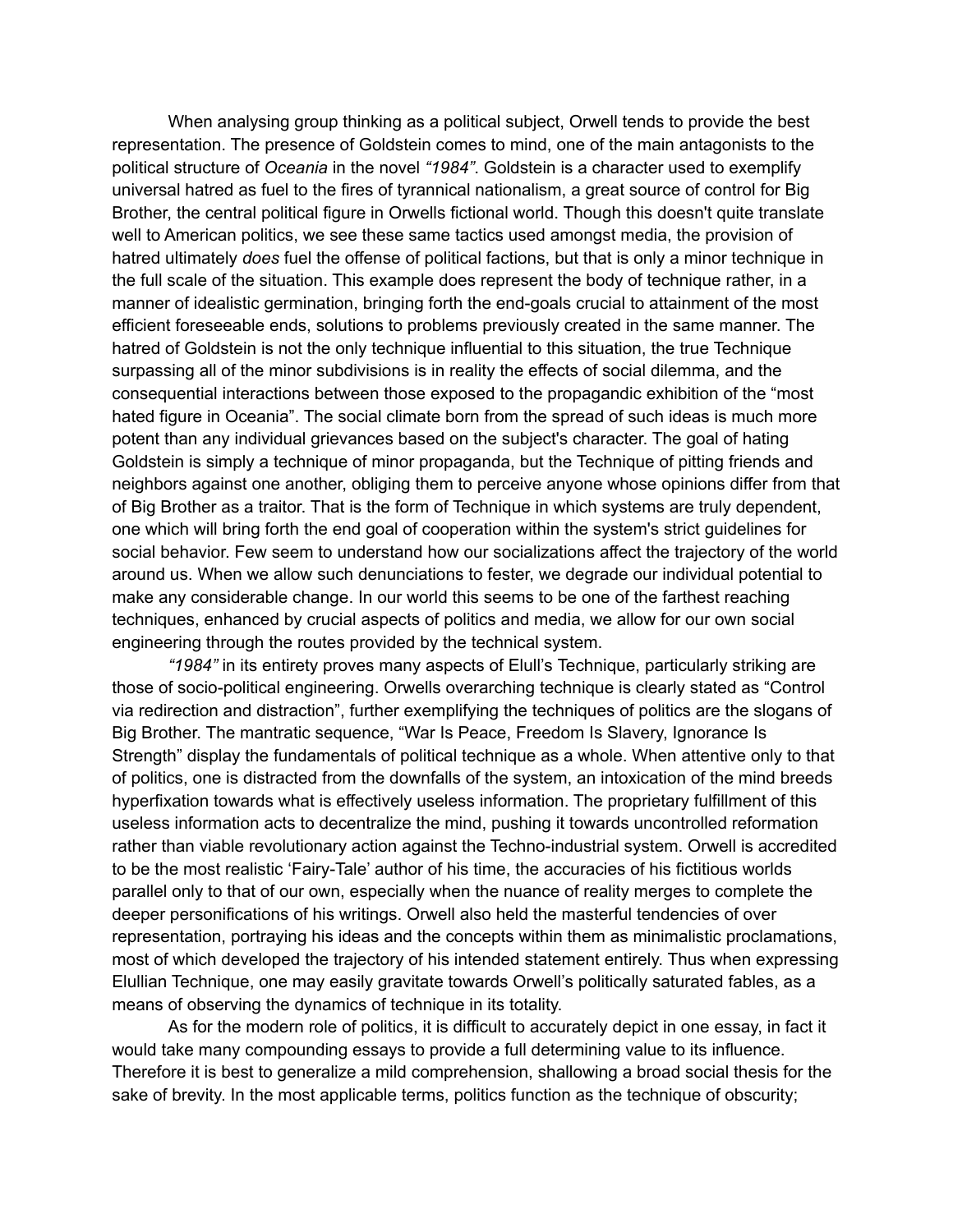When analysing group thinking as a political subject, Orwell tends to provide the best representation. The presence of Goldstein comes to mind, one of the main antagonists to the political structure of *Oceania* in the novel *"1984"*. Goldstein is a character used to exemplify universal hatred as fuel to the fires of tyrannical nationalism, a great source of control for Big Brother, the central political figure in Orwells fictional world. Though this doesn't quite translate well to American politics, we see these same tactics used amongst media, the provision of hatred ultimately *does* fuel the offense of political factions, but that is only a minor technique in the full scale of the situation. This example does represent the body of technique rather, in a manner of idealistic germination, bringing forth the end-goals crucial to attainment of the most efficient foreseeable ends, solutions to problems previously created in the same manner. The hatred of Goldstein is not the only technique influential to this situation, the true Technique surpassing all of the minor subdivisions is in reality the effects of social dilemma, and the consequential interactions between those exposed to the propagandic exhibition of the "most hated figure in Oceania". The social climate born from the spread of such ideas is much more potent than any individual grievances based on the subject's character. The goal of hating Goldstein is simply a technique of minor propaganda, but the Technique of pitting friends and neighbors against one another, obliging them to perceive anyone whose opinions differ from that of Big Brother as a traitor. That is the form of Technique in which systems are truly dependent, one which will bring forth the end goal of cooperation within the system's strict guidelines for social behavior. Few seem to understand how our socializations affect the trajectory of the world around us. When we allow such denunciations to fester, we degrade our individual potential to make any considerable change. In our world this seems to be one of the farthest reaching techniques, enhanced by crucial aspects of politics and media, we allow for our own social engineering through the routes provided by the technical system.

*"1984"* in its entirety proves many aspects of Elull's Technique, particularly striking are those of socio-political engineering. Orwells overarching technique is clearly stated as "Control via redirection and distraction", further exemplifying the techniques of politics are the slogans of Big Brother. The mantratic sequence, "War Is Peace, Freedom Is Slavery, Ignorance Is Strength" display the fundamentals of political technique as a whole. When attentive only to that of politics, one is distracted from the downfalls of the system, an intoxication of the mind breeds hyperfixation towards what is effectively useless information. The proprietary fulfillment of this useless information acts to decentralize the mind, pushing it towards uncontrolled reformation rather than viable revolutionary action against the Techno-industrial system. Orwell is accredited to be the most realistic 'Fairy-Tale' author of his time, the accuracies of his fictitious worlds parallel only to that of our own, especially when the nuance of reality merges to complete the deeper personifications of his writings. Orwell also held the masterful tendencies of over representation, portraying his ideas and the concepts within them as minimalistic proclamations, most of which developed the trajectory of his intended statement entirely. Thus when expressing Elullian Technique, one may easily gravitate towards Orwell's politically saturated fables, as a means of observing the dynamics of technique in its totality.

As for the modern role of politics, it is difficult to accurately depict in one essay, in fact it would take many compounding essays to provide a full determining value to its influence. Therefore it is best to generalize a mild comprehension, shallowing a broad social thesis for the sake of brevity. In the most applicable terms, politics function as the technique of obscurity;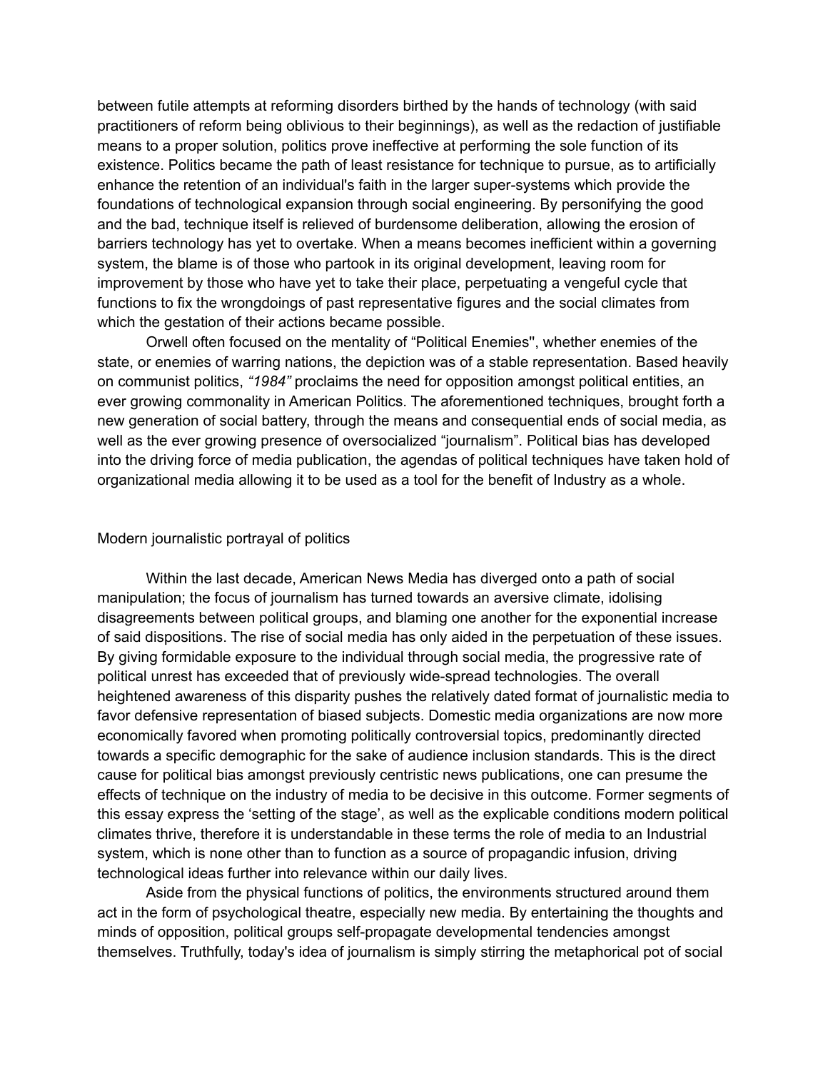between futile attempts at reforming disorders birthed by the hands of technology (with said practitioners of reform being oblivious to their beginnings), as well as the redaction of justifiable means to a proper solution, politics prove ineffective at performing the sole function of its existence. Politics became the path of least resistance for technique to pursue, as to artificially enhance the retention of an individual's faith in the larger super-systems which provide the foundations of technological expansion through social engineering. By personifying the good and the bad, technique itself is relieved of burdensome deliberation, allowing the erosion of barriers technology has yet to overtake. When a means becomes inefficient within a governing system, the blame is of those who partook in its original development, leaving room for improvement by those who have yet to take their place, perpetuating a vengeful cycle that functions to fix the wrongdoings of past representative figures and the social climates from which the gestation of their actions became possible.

Orwell often focused on the mentality of "Political Enemies'', whether enemies of the state, or enemies of warring nations, the depiction was of a stable representation. Based heavily on communist politics, *"1984"* proclaims the need for opposition amongst political entities, an ever growing commonality in American Politics. The aforementioned techniques, brought forth a new generation of social battery, through the means and consequential ends of social media, as well as the ever growing presence of oversocialized "journalism". Political bias has developed into the driving force of media publication, the agendas of political techniques have taken hold of organizational media allowing it to be used as a tool for the benefit of Industry as a whole.

Modern journalistic portrayal of politics

Within the last decade, American News Media has diverged onto a path of social manipulation; the focus of journalism has turned towards an aversive climate, idolising disagreements between political groups, and blaming one another for the exponential increase of said dispositions. The rise of social media has only aided in the perpetuation of these issues. By giving formidable exposure to the individual through social media, the progressive rate of political unrest has exceeded that of previously wide-spread technologies. The overall heightened awareness of this disparity pushes the relatively dated format of journalistic media to favor defensive representation of biased subjects. Domestic media organizations are now more economically favored when promoting politically controversial topics, predominantly directed towards a specific demographic for the sake of audience inclusion standards. This is the direct cause for political bias amongst previously centristic news publications, one can presume the effects of technique on the industry of media to be decisive in this outcome. Former segments of this essay express the 'setting of the stage', as well as the explicable conditions modern political climates thrive, therefore it is understandable in these terms the role of media to an Industrial system, which is none other than to function as a source of propagandic infusion, driving technological ideas further into relevance within our daily lives.

Aside from the physical functions of politics, the environments structured around them act in the form of psychological theatre, especially new media. By entertaining the thoughts and minds of opposition, political groups self-propagate developmental tendencies amongst themselves. Truthfully, today's idea of journalism is simply stirring the metaphorical pot of social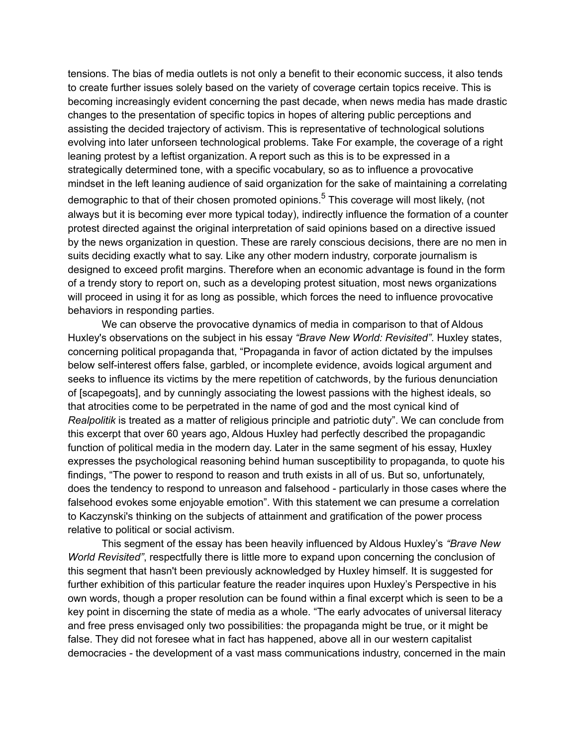tensions. The bias of media outlets is not only a benefit to their economic success, it also tends to create further issues solely based on the variety of coverage certain topics receive. This is becoming increasingly evident concerning the past decade, when news media has made drastic changes to the presentation of specific topics in hopes of altering public perceptions and assisting the decided trajectory of activism. This is representative of technological solutions evolving into later unforseen technological problems. Take For example, the coverage of a right leaning protest by a leftist organization. A report such as this is to be expressed in a strategically determined tone, with a specific vocabulary, so as to influence a provocative mindset in the left leaning audience of said organization for the sake of maintaining a correlating demographic to that of their chosen promoted opinions.[5] This coverage will most likely, (not always but it is becoming ever more typical today), indirectly influence the formation of a counter protest directed against the original interpretation of said opinions based on a directive issued by the news organization in question. These are rarely conscious decisions, there are no men in suits deciding exactly what to say. Like any other modern industry, corporate journalism is designed to exceed profit margins. Therefore when an economic advantage is found in the form of a trendy story to report on, such as a developing protest situation, most news organizations will proceed in using it for as long as possible, which forces the need to influence provocative behaviors in responding parties.

We can observe the provocative dynamics of media in comparison to that of Aldous Huxley's observations on the subject in his essay *"Brave New World: Revisited"*. Huxley states, concerning political propaganda that, "Propaganda in favor of action dictated by the impulses below self-interest offers false, garbled, or incomplete evidence, avoids logical argument and seeks to influence its victims by the mere repetition of catchwords, by the furious denunciation of [scapegoats], and by cunningly associating the lowest passions with the highest ideals, so that atrocities come to be perpetrated in the name of god and the most cynical kind of *Realpolitik* is treated as a matter of religious principle and patriotic duty". We can conclude from this excerpt that over 60 years ago, Aldous Huxley had perfectly described the propagandic function of political media in the modern day. Later in the same segment of his essay, Huxley expresses the psychological reasoning behind human susceptibility to propaganda, to quote his findings, "The power to respond to reason and truth exists in all of us. But so, unfortunately, does the tendency to respond to unreason and falsehood - particularly in those cases where the falsehood evokes some enjoyable emotion". With this statement we can presume a correlation to Kaczynski's thinking on the subjects of attainment and gratification of the power process relative to political or social activism.

This segment of the essay has been heavily influenced by Aldous Huxley's *"Brave New World Revisited"*, respectfully there is little more to expand upon concerning the conclusion of this segment that hasn't been previously acknowledged by Huxley himself. It is suggested for further exhibition of this particular feature the reader inquires upon Huxley's Perspective in his own words, though a proper resolution can be found within a final excerpt which is seen to be a key point in discerning the state of media as a whole. "The early advocates of universal literacy and free press envisaged only two possibilities: the propaganda might be true, or it might be false. They did not foresee what in fact has happened, above all in our western capitalist democracies - the development of a vast mass communications industry, concerned in the main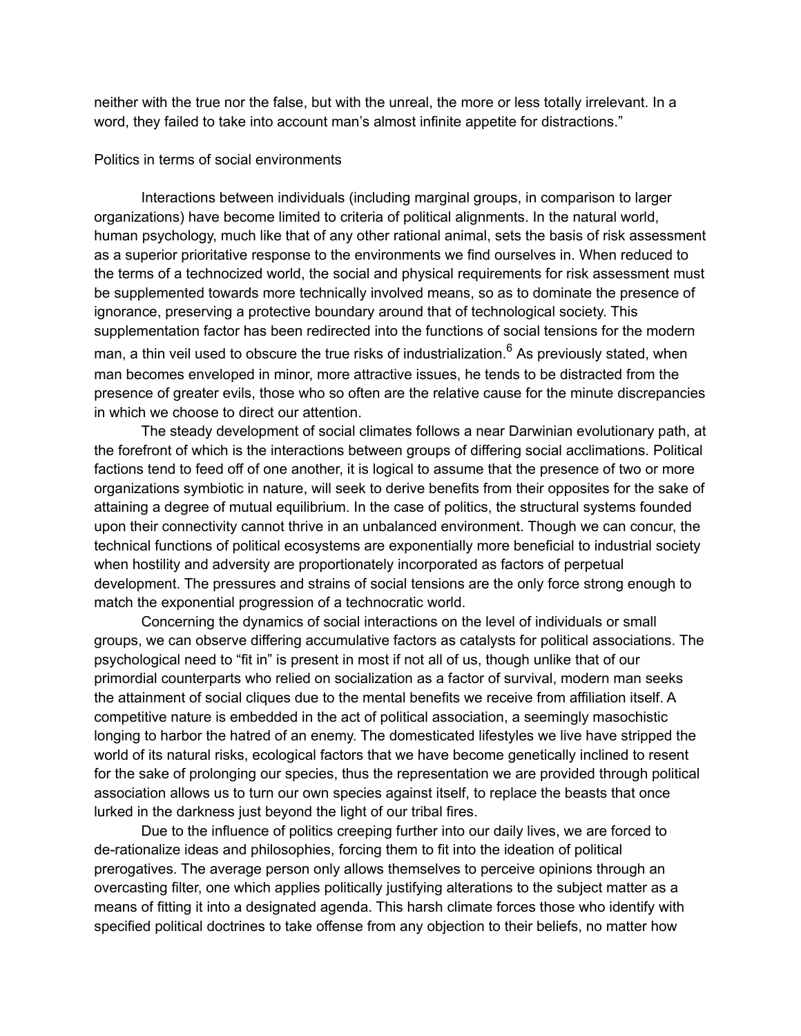neither with the true nor the false, but with the unreal, the more or less totally irrelevant. In a word, they failed to take into account man's almost infinite appetite for distractions."

## Politics in terms of social environments

Interactions between individuals (including marginal groups, in comparison to larger organizations) have become limited to criteria of political alignments. In the natural world, human psychology, much like that of any other rational animal, sets the basis of risk assessment as a superior prioritative response to the environments we find ourselves in. When reduced to the terms of a technocized world, the social and physical requirements for risk assessment must be supplemented towards more technically involved means, so as to dominate the presence of ignorance, preserving a protective boundary around that of technological society. This supplementation factor has been redirected into the functions of social tensions for the modern man, a thin veil used to obscure the true risks of industrialization.[6] As previously stated, when man becomes enveloped in minor, more attractive issues, he tends to be distracted from the presence of greater evils, those who so often are the relative cause for the minute discrepancies in which we choose to direct our attention.

The steady development of social climates follows a near Darwinian evolutionary path, at the forefront of which is the interactions between groups of differing social acclimations. Political factions tend to feed off of one another, it is logical to assume that the presence of two or more organizations symbiotic in nature, will seek to derive benefits from their opposites for the sake of attaining a degree of mutual equilibrium. In the case of politics, the structural systems founded upon their connectivity cannot thrive in an unbalanced environment. Though we can concur, the technical functions of political ecosystems are exponentially more beneficial to industrial society when hostility and adversity are proportionately incorporated as factors of perpetual development. The pressures and strains of social tensions are the only force strong enough to match the exponential progression of a technocratic world.

Concerning the dynamics of social interactions on the level of individuals or small groups, we can observe differing accumulative factors as catalysts for political associations. The psychological need to "fit in" is present in most if not all of us, though unlike that of our primordial counterparts who relied on socialization as a factor of survival, modern man seeks the attainment of social cliques due to the mental benefits we receive from affiliation itself. A competitive nature is embedded in the act of political association, a seemingly masochistic longing to harbor the hatred of an enemy. The domesticated lifestyles we live have stripped the world of its natural risks, ecological factors that we have become genetically inclined to resent for the sake of prolonging our species, thus the representation we are provided through political association allows us to turn our own species against itself, to replace the beasts that once lurked in the darkness just beyond the light of our tribal fires.

Due to the influence of politics creeping further into our daily lives, we are forced to de-rationalize ideas and philosophies, forcing them to fit into the ideation of political prerogatives. The average person only allows themselves to perceive opinions through an overcasting filter, one which applies politically justifying alterations to the subject matter as a means of fitting it into a designated agenda. This harsh climate forces those who identify with specified political doctrines to take offense from any objection to their beliefs, no matter how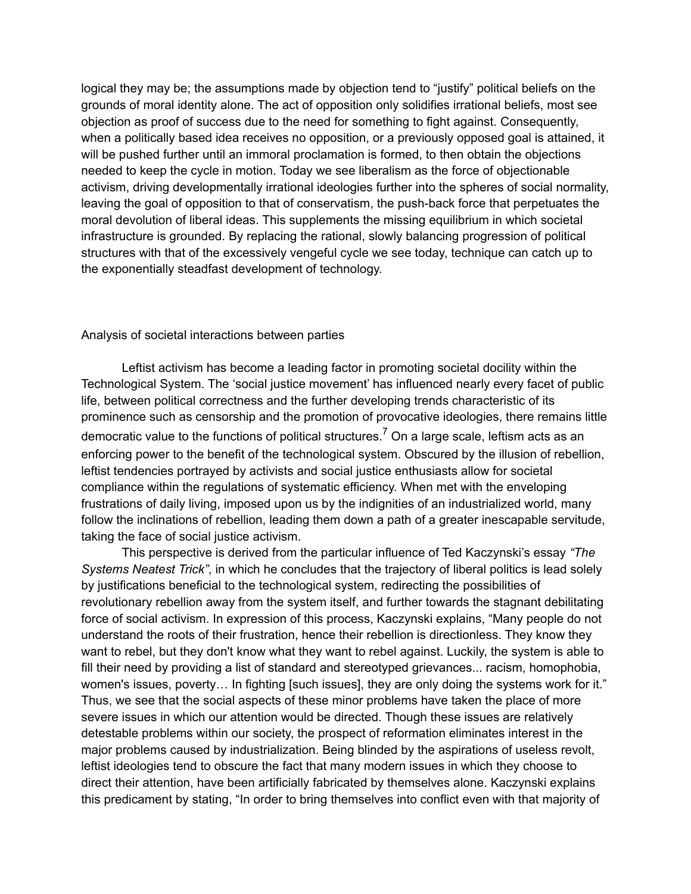logical they may be; the assumptions made by objection tend to "justify" political beliefs on the grounds of moral identity alone. The act of opposition only solidifies irrational beliefs, most see objection as proof of success due to the need for something to fight against. Consequently, when a politically based idea receives no opposition, or a previously opposed goal is attained, it will be pushed further until an immoral proclamation is formed, to then obtain the objections needed to keep the cycle in motion. Today we see liberalism as the force of objectionable activism, driving developmentally irrational ideologies further into the spheres of social normality, leaving the goal of opposition to that of conservatism, the push-back force that perpetuates the moral devolution of liberal ideas. This supplements the missing equilibrium in which societal infrastructure is grounded. By replacing the rational, slowly balancing progression of political structures with that of the excessively vengeful cycle we see today, technique can catch up to the exponentially steadfast development of technology.

## Analysis of societal interactions between parties

Leftist activism has become a leading factor in promoting societal docility within the Technological System. The 'social justice movement' has influenced nearly every facet of public life, between political correctness and the further developing trends characteristic of its prominence such as censorship and the promotion of provocative ideologies, there remains little democratic value to the functions of political structures.[7] On a large scale, leftism acts as an enforcing power to the benefit of the technological system. Obscured by the illusion of rebellion, leftist tendencies portrayed by activists and social justice enthusiasts allow for societal compliance within the regulations of systematic efficiency. When met with the enveloping frustrations of daily living, imposed upon us by the indignities of an industrialized world, many follow the inclinations of rebellion, leading them down a path of a greater inescapable servitude, taking the face of social justice activism.

This perspective is derived from the particular influence of Ted Kaczynski's essay *"The Systems Neatest Trick"*, in which he concludes that the trajectory of liberal politics is lead solely by justifications beneficial to the technological system, redirecting the possibilities of revolutionary rebellion away from the system itself, and further towards the stagnant debilitating force of social activism. In expression of this process, Kaczynski explains, "Many people do not understand the roots of their frustration, hence their rebellion is directionless. They know they want to rebel, but they don't know what they want to rebel against. Luckily, the system is able to fill their need by providing a list of standard and stereotyped grievances... racism, homophobia, women's issues, poverty… In fighting [such issues], they are only doing the systems work for it." Thus, we see that the social aspects of these minor problems have taken the place of more severe issues in which our attention would be directed. Though these issues are relatively detestable problems within our society, the prospect of reformation eliminates interest in the major problems caused by industrialization. Being blinded by the aspirations of useless revolt, leftist ideologies tend to obscure the fact that many modern issues in which they choose to direct their attention, have been artificially fabricated by themselves alone. Kaczynski explains this predicament by stating, "In order to bring themselves into conflict even with that majority of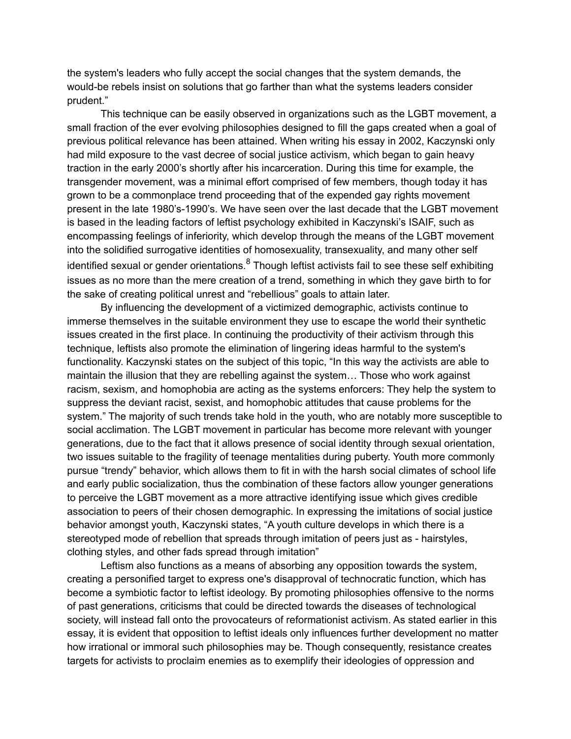the system's leaders who fully accept the social changes that the system demands, the would-be rebels insist on solutions that go farther than what the systems leaders consider prudent."

This technique can be easily observed in organizations such as the LGBT movement, a small fraction of the ever evolving philosophies designed to fill the gaps created when a goal of previous political relevance has been attained. When writing his essay in 2002, Kaczynski only had mild exposure to the vast decree of social justice activism, which began to gain heavy traction in the early 2000's shortly after his incarceration. During this time for example, the transgender movement, was a minimal effort comprised of few members, though today it has grown to be a commonplace trend proceeding that of the expended gay rights movement present in the late 1980's-1990's. We have seen over the last decade that the LGBT movement is based in the leading factors of leftist psychology exhibited in Kaczynski's ISAIF, such as encompassing feelings of inferiority, which develop through the means of the LGBT movement into the solidified surrogative identities of homosexuality, transexuality, and many other self identified sexual or gender orientations.[8] Though leftist activists fail to see these self exhibiting issues as no more than the mere creation of a trend, something in which they gave birth to for the sake of creating political unrest and "rebellious" goals to attain later.

By influencing the development of a victimized demographic, activists continue to immerse themselves in the suitable environment they use to escape the world their synthetic issues created in the first place. In continuing the productivity of their activism through this technique, leftists also promote the elimination of lingering ideas harmful to the system's functionality. Kaczynski states on the subject of this topic, "In this way the activists are able to maintain the illusion that they are rebelling against the system… Those who work against racism, sexism, and homophobia are acting as the systems enforcers: They help the system to suppress the deviant racist, sexist, and homophobic attitudes that cause problems for the system." The majority of such trends take hold in the youth, who are notably more susceptible to social acclimation. The LGBT movement in particular has become more relevant with younger generations, due to the fact that it allows presence of social identity through sexual orientation, two issues suitable to the fragility of teenage mentalities during puberty. Youth more commonly pursue "trendy" behavior, which allows them to fit in with the harsh social climates of school life and early public socialization, thus the combination of these factors allow younger generations to perceive the LGBT movement as a more attractive identifying issue which gives credible association to peers of their chosen demographic. In expressing the imitations of social justice behavior amongst youth, Kaczynski states, "A youth culture develops in which there is a stereotyped mode of rebellion that spreads through imitation of peers just as - hairstyles, clothing styles, and other fads spread through imitation"

Leftism also functions as a means of absorbing any opposition towards the system, creating a personified target to express one's disapproval of technocratic function, which has become a symbiotic factor to leftist ideology. By promoting philosophies offensive to the norms of past generations, criticisms that could be directed towards the diseases of technological society, will instead fall onto the provocateurs of reformationist activism. As stated earlier in this essay, it is evident that opposition to leftist ideals only influences further development no matter how irrational or immoral such philosophies may be. Though consequently, resistance creates targets for activists to proclaim enemies as to exemplify their ideologies of oppression and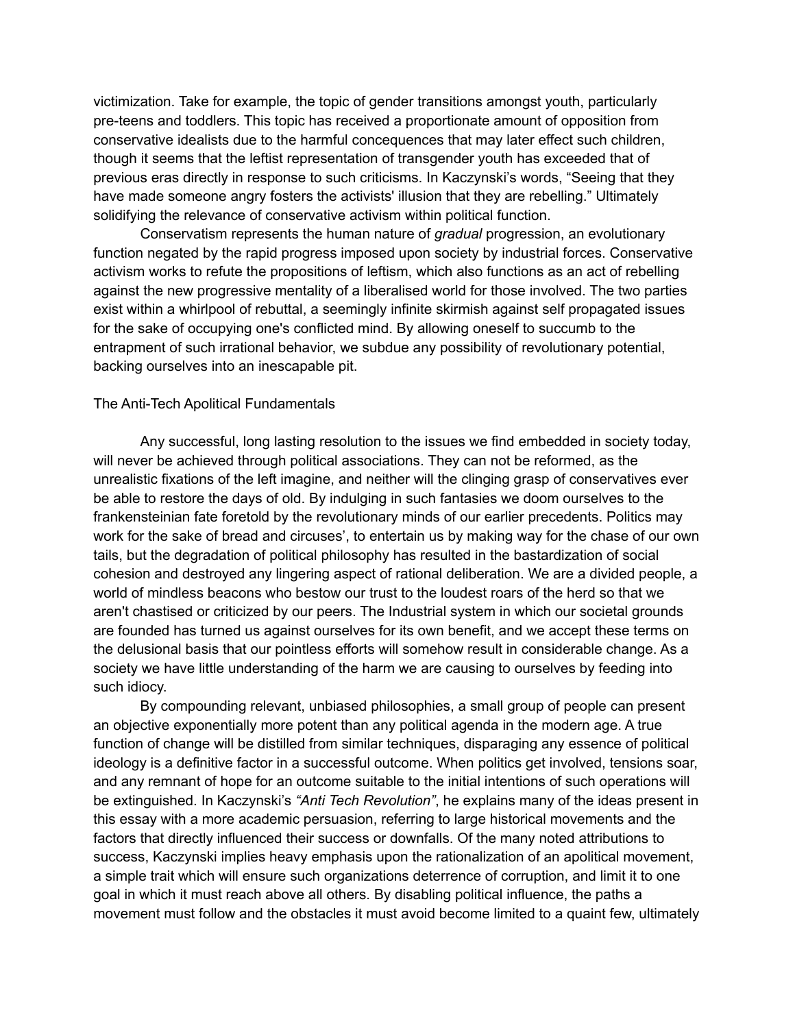victimization. Take for example, the topic of gender transitions amongst youth, particularly pre-teens and toddlers. This topic has received a proportionate amount of opposition from conservative idealists due to the harmful concequences that may later effect such children, though it seems that the leftist representation of transgender youth has exceeded that of previous eras directly in response to such criticisms. In Kaczynski's words, "Seeing that they have made someone angry fosters the activists' illusion that they are rebelling." Ultimately solidifying the relevance of conservative activism within political function.

Conservatism represents the human nature of *gradual* progression, an evolutionary function negated by the rapid progress imposed upon society by industrial forces. Conservative activism works to refute the propositions of leftism, which also functions as an act of rebelling against the new progressive mentality of a liberalised world for those involved. The two parties exist within a whirlpool of rebuttal, a seemingly infinite skirmish against self propagated issues for the sake of occupying one's conflicted mind. By allowing oneself to succumb to the entrapment of such irrational behavior, we subdue any possibility of revolutionary potential, backing ourselves into an inescapable pit.

## The Anti-Tech Apolitical Fundamentals

Any successful, long lasting resolution to the issues we find embedded in society today, will never be achieved through political associations. They can not be reformed, as the unrealistic fixations of the left imagine, and neither will the clinging grasp of conservatives ever be able to restore the days of old. By indulging in such fantasies we doom ourselves to the frankensteinian fate foretold by the revolutionary minds of our earlier precedents. Politics may work for the sake of bread and circuses', to entertain us by making way for the chase of our own tails, but the degradation of political philosophy has resulted in the bastardization of social cohesion and destroyed any lingering aspect of rational deliberation. We are a divided people, a world of mindless beacons who bestow our trust to the loudest roars of the herd so that we aren't chastised or criticized by our peers. The Industrial system in which our societal grounds are founded has turned us against ourselves for its own benefit, and we accept these terms on the delusional basis that our pointless efforts will somehow result in considerable change. As a society we have little understanding of the harm we are causing to ourselves by feeding into such idiocy.

By compounding relevant, unbiased philosophies, a small group of people can present an objective exponentially more potent than any political agenda in the modern age. A true function of change will be distilled from similar techniques, disparaging any essence of political ideology is a definitive factor in a successful outcome. When politics get involved, tensions soar, and any remnant of hope for an outcome suitable to the initial intentions of such operations will be extinguished. In Kaczynski's *"Anti Tech Revolution"*, he explains many of the ideas present in this essay with a more academic persuasion, referring to large historical movements and the factors that directly influenced their success or downfalls. Of the many noted attributions to success, Kaczynski implies heavy emphasis upon the rationalization of an apolitical movement, a simple trait which will ensure such organizations deterrence of corruption, and limit it to one goal in which it must reach above all others. By disabling political influence, the paths a movement must follow and the obstacles it must avoid become limited to a quaint few, ultimately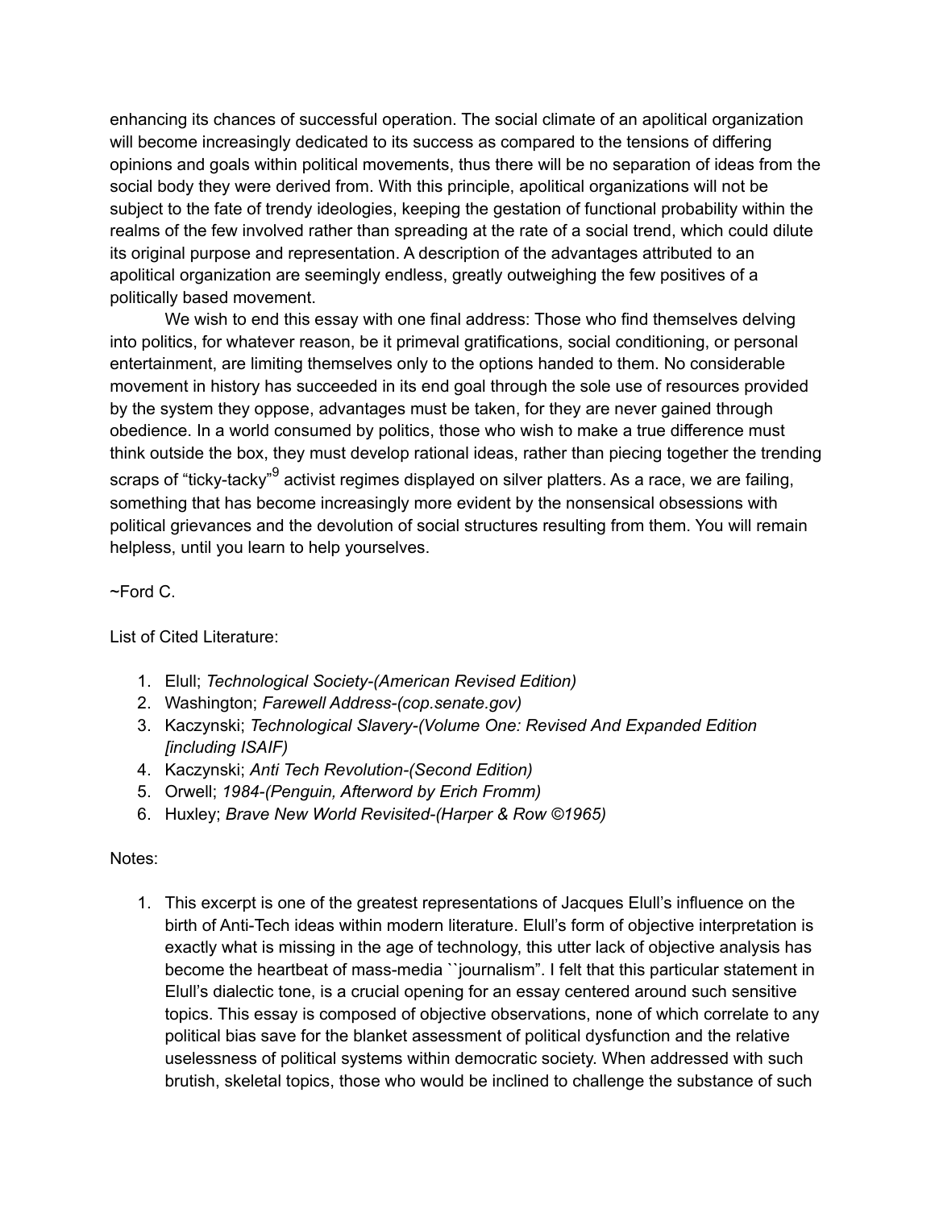enhancing its chances of successful operation. The social climate of an apolitical organization will become increasingly dedicated to its success as compared to the tensions of differing opinions and goals within political movements, thus there will be no separation of ideas from the social body they were derived from. With this principle, apolitical organizations will not be subject to the fate of trendy ideologies, keeping the gestation of functional probability within the realms of the few involved rather than spreading at the rate of a social trend, which could dilute its original purpose and representation. A description of the advantages attributed to an apolitical organization are seemingly endless, greatly outweighing the few positives of a politically based movement.

We wish to end this essay with one final address: Those who find themselves delving into politics, for whatever reason, be it primeval gratifications, social conditioning, or personal entertainment, are limiting themselves only to the options handed to them. No considerable movement in history has succeeded in its end goal through the sole use of resources provided by the system they oppose, advantages must be taken, for they are never gained through obedience. In a world consumed by politics, those who wish to make a true difference must think outside the box, they must develop rational ideas, rather than piecing together the trending scraps of "ticky-tacky"[9] activist regimes displayed on silver platters. As a race, we are failing, something that has become increasingly more evident by the nonsensical obsessions with political grievances and the devolution of social structures resulting from them. You will remain helpless, until you learn to help yourselves.

~Ford C.

List of Cited Literature:

1. Elull; *Technological Society-(American Revised Edition)*
2. Washington; *Farewell Address-(cop.senate.gov)*
3. Kaczynski; *Technological Slavery-(Volume One: Revised And Expanded Edition [including ISAIF)*
4. Kaczynski; *Anti Tech Revolution-(Second Edition)*
5. Orwell; *1984-(Penguin, Afterword by Erich Fromm)*
6. Huxley; *Brave New World Revisited-(Harper & Row ©1965)*

Notes:

1. This excerpt is one of the greatest representations of Jacques Elull's influence on the birth of Anti-Tech ideas within modern literature. Elull's form of objective interpretation is exactly what is missing in the age of technology, this utter lack of objective analysis has become the heartbeat of mass-media ``journalism". I felt that this particular statement in Elull's dialectic tone, is a crucial opening for an essay centered around such sensitive topics. This essay is composed of objective observations, none of which correlate to any political bias save for the blanket assessment of political dysfunction and the relative uselessness of political systems within democratic society. When addressed with such brutish, skeletal topics, those who would be inclined to challenge the substance of such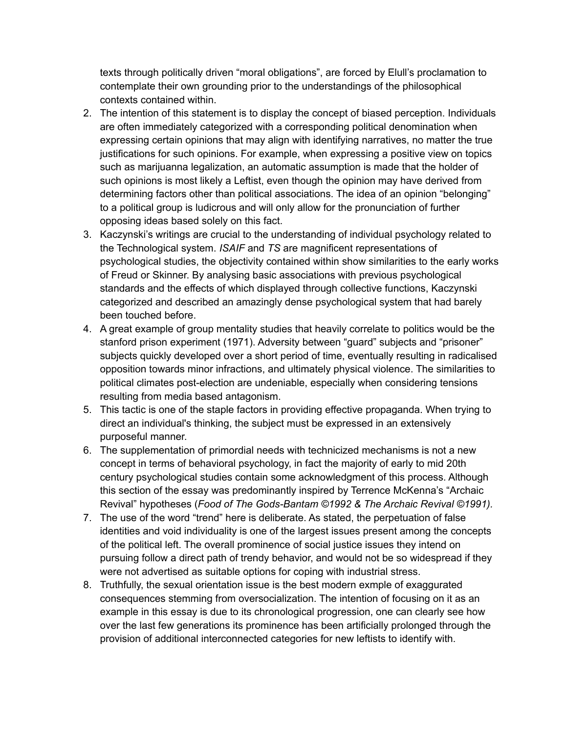texts through politically driven "moral obligations", are forced by Elull's proclamation to contemplate their own grounding prior to the understandings of the philosophical contexts contained within.

2. The intention of this statement is to display the concept of biased perception. Individuals are often immediately categorized with a corresponding political denomination when expressing certain opinions that may align with identifying narratives, no matter the true justifications for such opinions. For example, when expressing a positive view on topics such as marijuanna legalization, an automatic assumption is made that the holder of such opinions is most likely a Leftist, even though the opinion may have derived from determining factors other than political associations. The idea of an opinion "belonging" to a political group is ludicrous and will only allow for the pronunciation of further opposing ideas based solely on this fact.
3. Kaczynski's writings are crucial to the understanding of individual psychology related to the Technological system. *ISAIF* and *TS* are magnificent representations of psychological studies, the objectivity contained within show similarities to the early works of Freud or Skinner. By analysing basic associations with previous psychological standards and the effects of which displayed through collective functions, Kaczynski categorized and described an amazingly dense psychological system that had barely been touched before.
4. A great example of group mentality studies that heavily correlate to politics would be the stanford prison experiment (1971). Adversity between "guard" subjects and "prisoner" subjects quickly developed over a short period of time, eventually resulting in radicalised opposition towards minor infractions, and ultimately physical violence. The similarities to political climates post-election are undeniable, especially when considering tensions resulting from media based antagonism.
5. This tactic is one of the staple factors in providing effective propaganda. When trying to direct an individual's thinking, the subject must be expressed in an extensively purposeful manner.
6. The supplementation of primordial needs with technicized mechanisms is not a new concept in terms of behavioral psychology, in fact the majority of early to mid 20th century psychological studies contain some acknowledgment of this process. Although this section of the essay was predominantly inspired by Terrence McKenna's "Archaic Revival" hypotheses (*Food of The Gods-Bantam ©1992 & The Archaic Revival ©1991).*
7. The use of the word "trend" here is deliberate. As stated, the perpetuation of false identities and void individuality is one of the largest issues present among the concepts of the political left. The overall prominence of social justice issues they intend on pursuing follow a direct path of trendy behavior, and would not be so widespread if they were not advertised as suitable options for coping with industrial stress.
8. Truthfully, the sexual orientation issue is the best modern exmple of exaggurated consequences stemming from oversocialization. The intention of focusing on it as an example in this essay is due to its chronological progression, one can clearly see how over the last few generations its prominence has been artificially prolonged through the provision of additional interconnected categories for new leftists to identify with.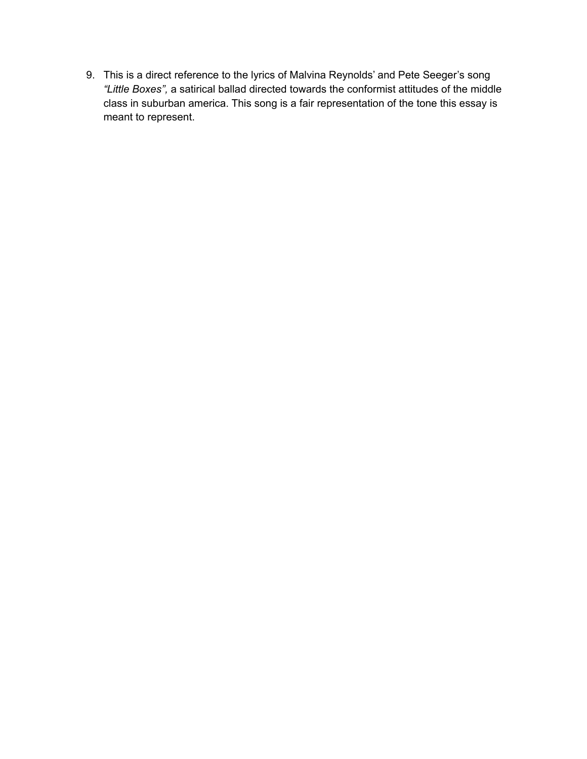9. This is a direct reference to the lyrics of Malvina Reynolds' and Pete Seeger's song *"Little Boxes",* a satirical ballad directed towards the conformist attitudes of the middle class in suburban america. This song is a fair representation of the tone this essay is meant to represent.